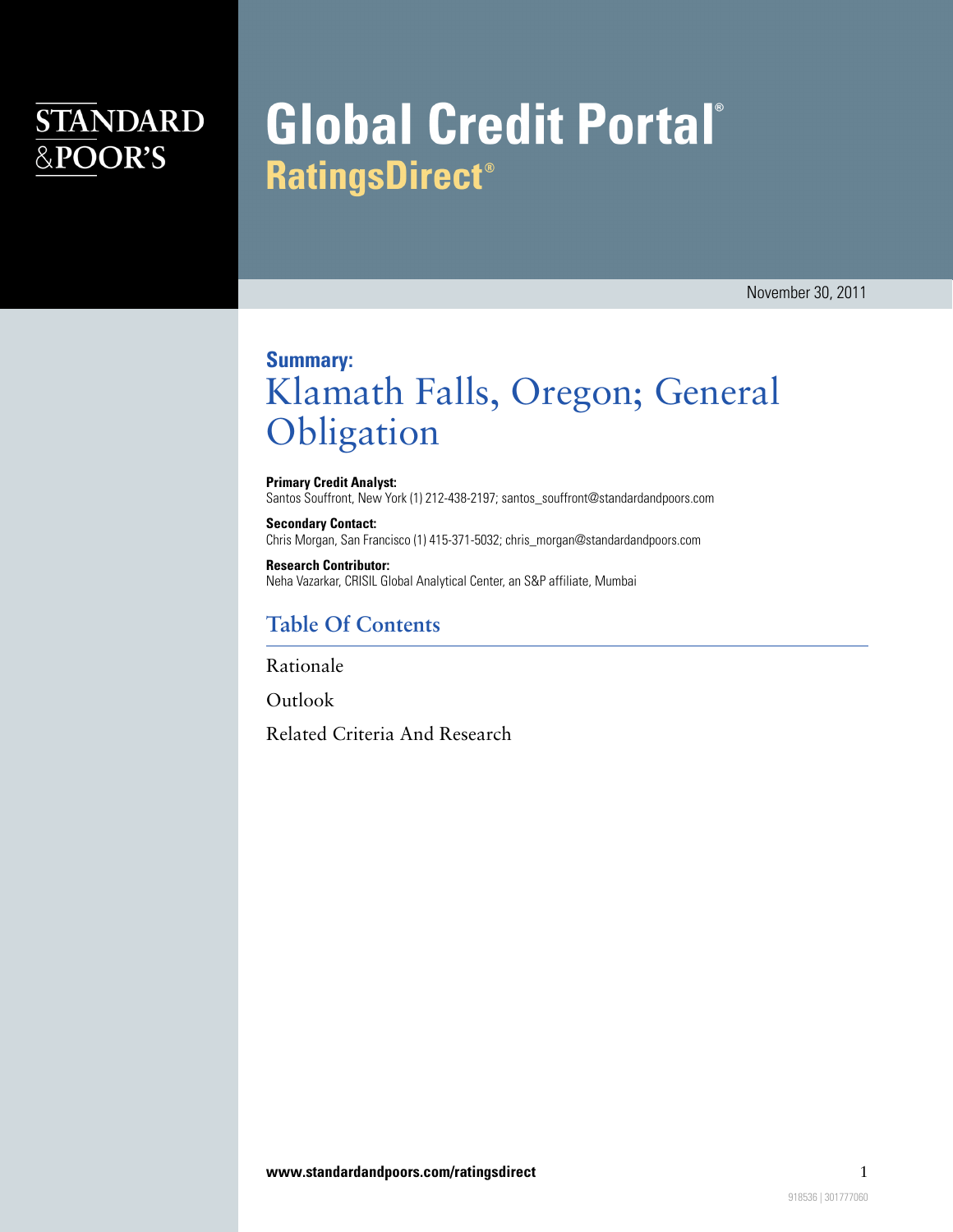# Global Credit Portal
## RatingsDirect®

November 30, 2011

**Summary:**
# Klamath Falls, Oregon; General Obligation

**Primary Credit Analyst:**
Santos Souffront, New York (1) 212-438-2197; santos_souffront@standardandpoors.com

**Secondary Contact:**
Chris Morgan, San Francisco (1) 415-371-5032; chris_morgan@standardandpoors.com

**Research Contributor:**
Neha Vazarkar, CRISIL Global Analytical Center, an S&P affiliate, Mumbai

## Table Of Contents

Rationale

Outlook

Related Criteria And Research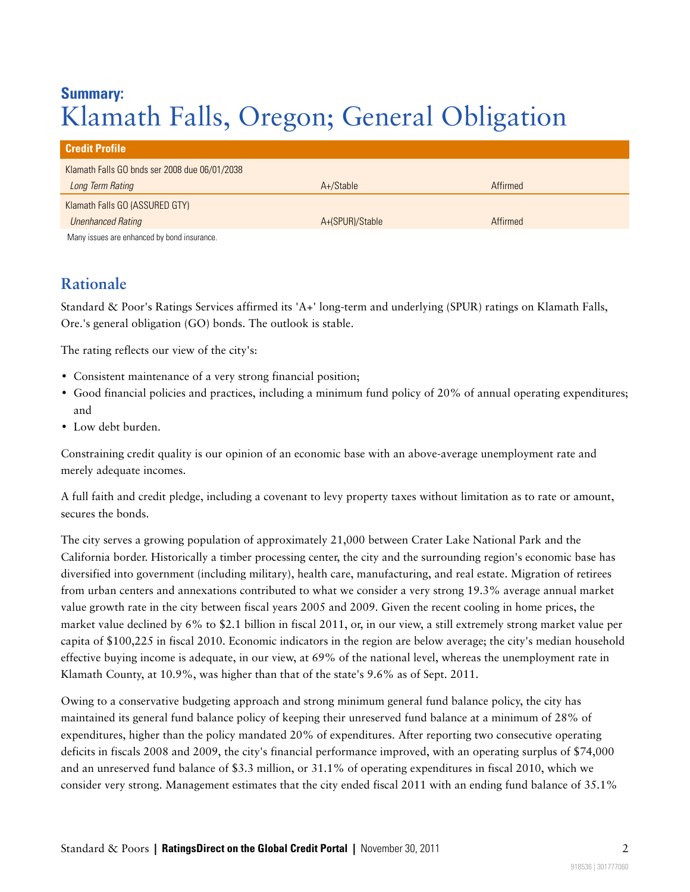# Summary:
# Klamath Falls, Oregon; General Obligation

| Credit Profile | | |
|---|---|---|
| Klamath Falls GO bnds ser 2008 due 06/01/2038 | | |
| *Long Term Rating* | A+/Stable | Affirmed |
| Klamath Falls GO (ASSURED GTY) | | |
| *Unenhanced Rating* | A+(SPUR)/Stable | Affirmed |

Many issues are enhanced by bond insurance.

## Rationale

Standard & Poor's Ratings Services affirmed its 'A+' long-term and underlying (SPUR) ratings on Klamath Falls, Ore.'s general obligation (GO) bonds. The outlook is stable.

The rating reflects our view of the city's:

- Consistent maintenance of a very strong financial position;
- Good financial policies and practices, including a minimum fund policy of 20% of annual operating expenditures; and
- Low debt burden.

Constraining credit quality is our opinion of an economic base with an above-average unemployment rate and merely adequate incomes.

A full faith and credit pledge, including a covenant to levy property taxes without limitation as to rate or amount, secures the bonds.

The city serves a growing population of approximately 21,000 between Crater Lake National Park and the California border. Historically a timber processing center, the city and the surrounding region's economic base has diversified into government (including military), health care, manufacturing, and real estate. Migration of retirees from urban centers and annexations contributed to what we consider a very strong 19.3% average annual market value growth rate in the city between fiscal years 2005 and 2009. Given the recent cooling in home prices, the market value declined by 6% to $2.1 billion in fiscal 2011, or, in our view, a still extremely strong market value per capita of $100,225 in fiscal 2010. Economic indicators in the region are below average; the city's median household effective buying income is adequate, in our view, at 69% of the national level, whereas the unemployment rate in Klamath County, at 10.9%, was higher than that of the state's 9.6% as of Sept. 2011.

Owing to a conservative budgeting approach and strong minimum general fund balance policy, the city has maintained its general fund balance policy of keeping their unreserved fund balance at a minimum of 28% of expenditures, higher than the policy mandated 20% of expenditures. After reporting two consecutive operating deficits in fiscals 2008 and 2009, the city's financial performance improved, with an operating surplus of $74,000 and an unreserved fund balance of $3.3 million, or 31.1% of operating expenditures in fiscal 2010, which we consider very strong. Management estimates that the city ended fiscal 2011 with an ending fund balance of 35.1%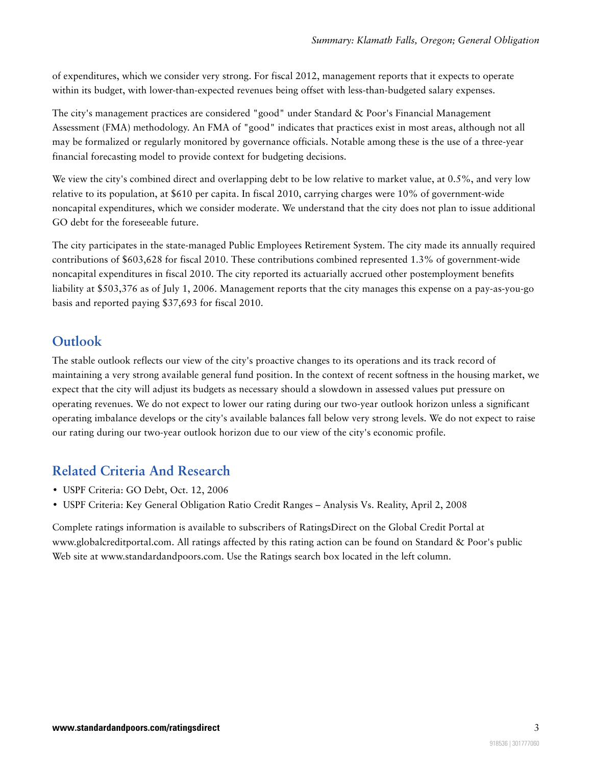of expenditures, which we consider very strong. For fiscal 2012, management reports that it expects to operate within its budget, with lower-than-expected revenues being offset with less-than-budgeted salary expenses.

The city's management practices are considered "good" under Standard & Poor's Financial Management Assessment (FMA) methodology. An FMA of "good" indicates that practices exist in most areas, although not all may be formalized or regularly monitored by governance officials. Notable among these is the use of a three-year financial forecasting model to provide context for budgeting decisions.

We view the city's combined direct and overlapping debt to be low relative to market value, at 0.5%, and very low relative to its population, at $610 per capita. In fiscal 2010, carrying charges were 10% of government-wide noncapital expenditures, which we consider moderate. We understand that the city does not plan to issue additional GO debt for the foreseeable future.

The city participates in the state-managed Public Employees Retirement System. The city made its annually required contributions of $603,628 for fiscal 2010. These contributions combined represented 1.3% of government-wide noncapital expenditures in fiscal 2010. The city reported its actuarially accrued other postemployment benefits liability at $503,376 as of July 1, 2006. Management reports that the city manages this expense on a pay-as-you-go basis and reported paying $37,693 for fiscal 2010.

## Outlook

The stable outlook reflects our view of the city's proactive changes to its operations and its track record of maintaining a very strong available general fund position. In the context of recent softness in the housing market, we expect that the city will adjust its budgets as necessary should a slowdown in assessed values put pressure on operating revenues. We do not expect to lower our rating during our two-year outlook horizon unless a significant operating imbalance develops or the city's available balances fall below very strong levels. We do not expect to raise our rating during our two-year outlook horizon due to our view of the city's economic profile.

## Related Criteria And Research

- USPF Criteria: GO Debt, Oct. 12, 2006
- USPF Criteria: Key General Obligation Ratio Credit Ranges – Analysis Vs. Reality, April 2, 2008

Complete ratings information is available to subscribers of RatingsDirect on the Global Credit Portal at www.globalcreditportal.com. All ratings affected by this rating action can be found on Standard & Poor's public Web site at www.standardandpoors.com. Use the Ratings search box located in the left column.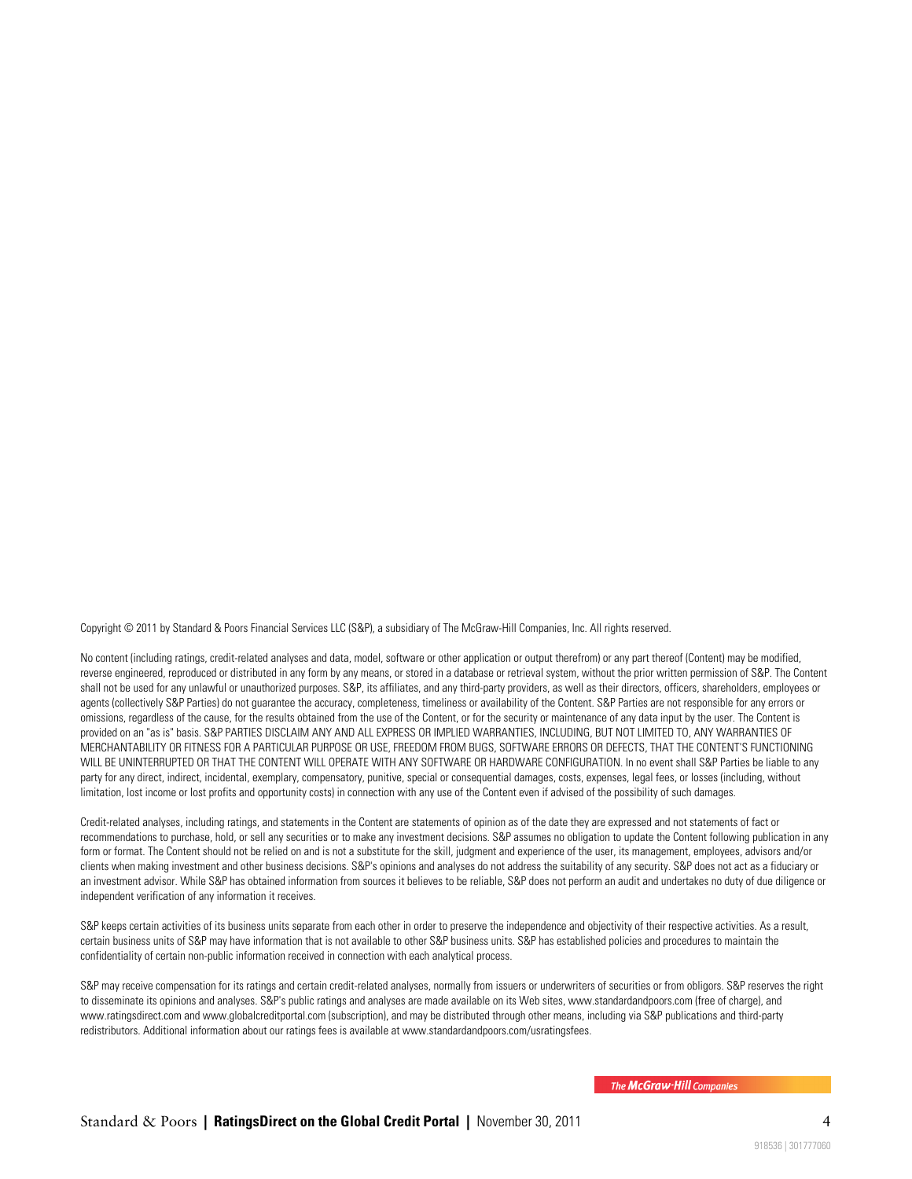Copyright © 2011 by Standard & Poors Financial Services LLC (S&P), a subsidiary of The McGraw-Hill Companies, Inc. All rights reserved.

No content (including ratings, credit-related analyses and data, model, software or other application or output therefrom) or any part thereof (Content) may be modified, reverse engineered, reproduced or distributed in any form by any means, or stored in a database or retrieval system, without the prior written permission of S&P. The Content shall not be used for any unlawful or unauthorized purposes. S&P, its affiliates, and any third-party providers, as well as their directors, officers, shareholders, employees or agents (collectively S&P Parties) do not guarantee the accuracy, completeness, timeliness or availability of the Content. S&P Parties are not responsible for any errors or omissions, regardless of the cause, for the results obtained from the use of the Content, or for the security or maintenance of any data input by the user. The Content is provided on an "as is" basis. S&P PARTIES DISCLAIM ANY AND ALL EXPRESS OR IMPLIED WARRANTIES, INCLUDING, BUT NOT LIMITED TO, ANY WARRANTIES OF MERCHANTABILITY OR FITNESS FOR A PARTICULAR PURPOSE OR USE, FREEDOM FROM BUGS, SOFTWARE ERRORS OR DEFECTS, THAT THE CONTENT'S FUNCTIONING WILL BE UNINTERRUPTED OR THAT THE CONTENT WILL OPERATE WITH ANY SOFTWARE OR HARDWARE CONFIGURATION. In no event shall S&P Parties be liable to any party for any direct, indirect, incidental, exemplary, compensatory, punitive, special or consequential damages, costs, expenses, legal fees, or losses (including, without limitation, lost income or lost profits and opportunity costs) in connection with any use of the Content even if advised of the possibility of such damages.

Credit-related analyses, including ratings, and statements in the Content are statements of opinion as of the date they are expressed and not statements of fact or recommendations to purchase, hold, or sell any securities or to make any investment decisions. S&P assumes no obligation to update the Content following publication in any form or format. The Content should not be relied on and is not a substitute for the skill, judgment and experience of the user, its management, employees, advisors and/or clients when making investment and other business decisions. S&P's opinions and analyses do not address the suitability of any security. S&P does not act as a fiduciary or an investment advisor. While S&P has obtained information from sources it believes to be reliable, S&P does not perform an audit and undertakes no duty of due diligence or independent verification of any information it receives.

S&P keeps certain activities of its business units separate from each other in order to preserve the independence and objectivity of their respective activities. As a result, certain business units of S&P may have information that is not available to other S&P business units. S&P has established policies and procedures to maintain the confidentiality of certain non-public information received in connection with each analytical process.

S&P may receive compensation for its ratings and certain credit-related analyses, normally from issuers or underwriters of securities or from obligors. S&P reserves the right to disseminate its opinions and analyses. S&P's public ratings and analyses are made available on its Web sites, www.standardandpoors.com (free of charge), and www.ratingsdirect.com and www.globalcreditportal.com (subscription), and may be distributed through other means, including via S&P publications and third-party redistributors. Additional information about our ratings fees is available at www.standardandpoors.com/usratingsfees.

The McGraw·Hill Companies